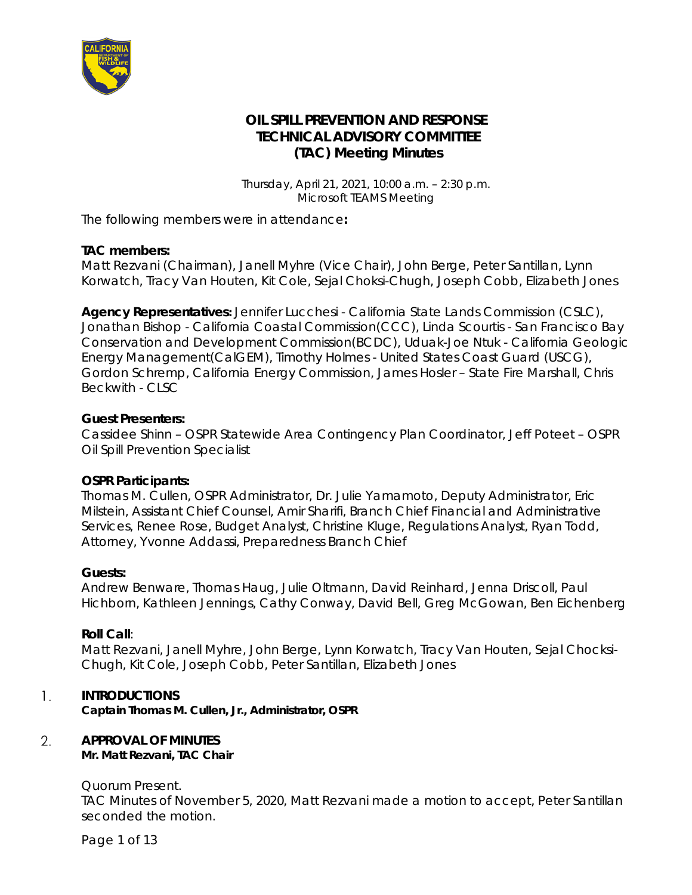# OIL SPILL PREVENTION AND RESPONSE TECHNICAL ADVISORY COMMITTEE (TAC) Meeting Minutes

*Thursday, April 21, 2021, 10:00 a.m. – 2:30 p.m.*
*Microsoft TEAMS Meeting*

The following members were in attendance**:**

**TAC members:**
Matt Rezvani (Chairman), Janell Myhre (Vice Chair), John Berge, Peter Santillan, Lynn Korwatch, Tracy Van Houten, Kit Cole, Sejal Choksi-Chugh, Joseph Cobb, Elizabeth Jones

**Agency Representatives:** Jennifer Lucchesi - California State Lands Commission (CSLC), Jonathan Bishop - California Coastal Commission(CCC), Linda Scourtis - San Francisco Bay Conservation and Development Commission(BCDC), Uduak-Joe Ntuk - California Geologic Energy Management(CalGEM), Timothy Holmes - United States Coast Guard (USCG), Gordon Schremp, California Energy Commission, James Hosler – State Fire Marshall, Chris Beckwith - CLSC

**Guest Presenters:**
Cassidee Shinn – OSPR Statewide Area Contingency Plan Coordinator, Jeff Poteet – OSPR Oil Spill Prevention Specialist

**OSPR Participants:**
Thomas M. Cullen, OSPR Administrator, Dr. Julie Yamamoto, Deputy Administrator, Eric Milstein, Assistant Chief Counsel, Amir Sharifi, Branch Chief Financial and Administrative Services, Renee Rose, Budget Analyst, Christine Kluge, Regulations Analyst, Ryan Todd, Attorney, Yvonne Addassi, Preparedness Branch Chief

**Guests:**
Andrew Benware, Thomas Haug, Julie Oltmann, David Reinhard, Jenna Driscoll, Paul Hichborn, Kathleen Jennings, Cathy Conway, David Bell, Greg McGowan, Ben Eichenberg

**Roll Call**:
Matt Rezvani, Janell Myhre, John Berge, Lynn Korwatch, Tracy Van Houten, Sejal Chocksi-Chugh, Kit Cole, Joseph Cobb, Peter Santillan, Elizabeth Jones

1. **INTRODUCTIONS**
   **Captain Thomas M. Cullen, Jr., Administrator, OSPR**

2. **APPROVAL OF MINUTES**
   **Mr. Matt Rezvani, TAC Chair**

   Quorum Present.
   TAC Minutes of November 5, 2020, Matt Rezvani made a motion to accept, Peter Santillan seconded the motion.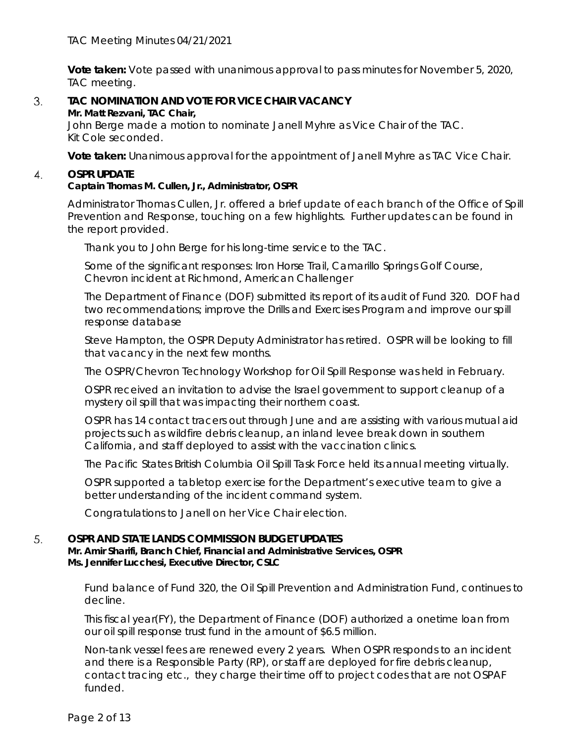**Vote taken:** Vote passed with unanimous approval to pass minutes for November 5, 2020, TAC meeting.

## 3. TAC NOMINATION AND VOTE FOR VICE CHAIR VACANCY

**Mr. Matt Rezvani, TAC Chair,**

John Berge made a motion to nominate Janell Myhre as Vice Chair of the TAC. Kit Cole seconded.

**Vote taken:** Unanimous approval for the appointment of Janell Myhre as TAC Vice Chair.

## 4. OSPR UPDATE

**Captain Thomas M. Cullen, Jr., Administrator, OSPR**

Administrator Thomas Cullen, Jr. offered a brief update of each branch of the Office of Spill Prevention and Response, touching on a few highlights. Further updates can be found in the report provided.

Thank you to John Berge for his long-time service to the TAC.

Some of the significant responses: Iron Horse Trail, Camarillo Springs Golf Course, Chevron incident at Richmond, American Challenger

The Department of Finance (DOF) submitted its report of its audit of Fund 320. DOF had two recommendations; improve the Drills and Exercises Program and improve our spill response database

Steve Hampton, the OSPR Deputy Administrator has retired. OSPR will be looking to fill that vacancy in the next few months.

The OSPR/Chevron Technology Workshop for Oil Spill Response was held in February.

OSPR received an invitation to advise the Israel government to support cleanup of a mystery oil spill that was impacting their northern coast.

OSPR has 14 contact tracers out through June and are assisting with various mutual aid projects such as wildfire debris cleanup, an inland levee break down in southern California, and staff deployed to assist with the vaccination clinics.

The Pacific States British Columbia Oil Spill Task Force held its annual meeting virtually.

OSPR supported a tabletop exercise for the Department's executive team to give a better understanding of the incident command system.

Congratulations to Janell on her Vice Chair election.

## 5. OSPR AND STATE LANDS COMMISSION BUDGET UPDATES

**Mr. Amir Sharifi, Branch Chief, Financial and Administrative Services, OSPR**
**Ms. Jennifer Lucchesi, Executive Director, CSLC**

Fund balance of Fund 320, the Oil Spill Prevention and Administration Fund, continues to decline.

This fiscal year(FY), the Department of Finance (DOF) authorized a onetime loan from our oil spill response trust fund in the amount of $6.5 million.

Non-tank vessel fees are renewed every 2 years. When OSPR responds to an incident and there is a Responsible Party (RP), or staff are deployed for fire debris cleanup, contact tracing etc., they charge their time off to project codes that are not OSPAF funded.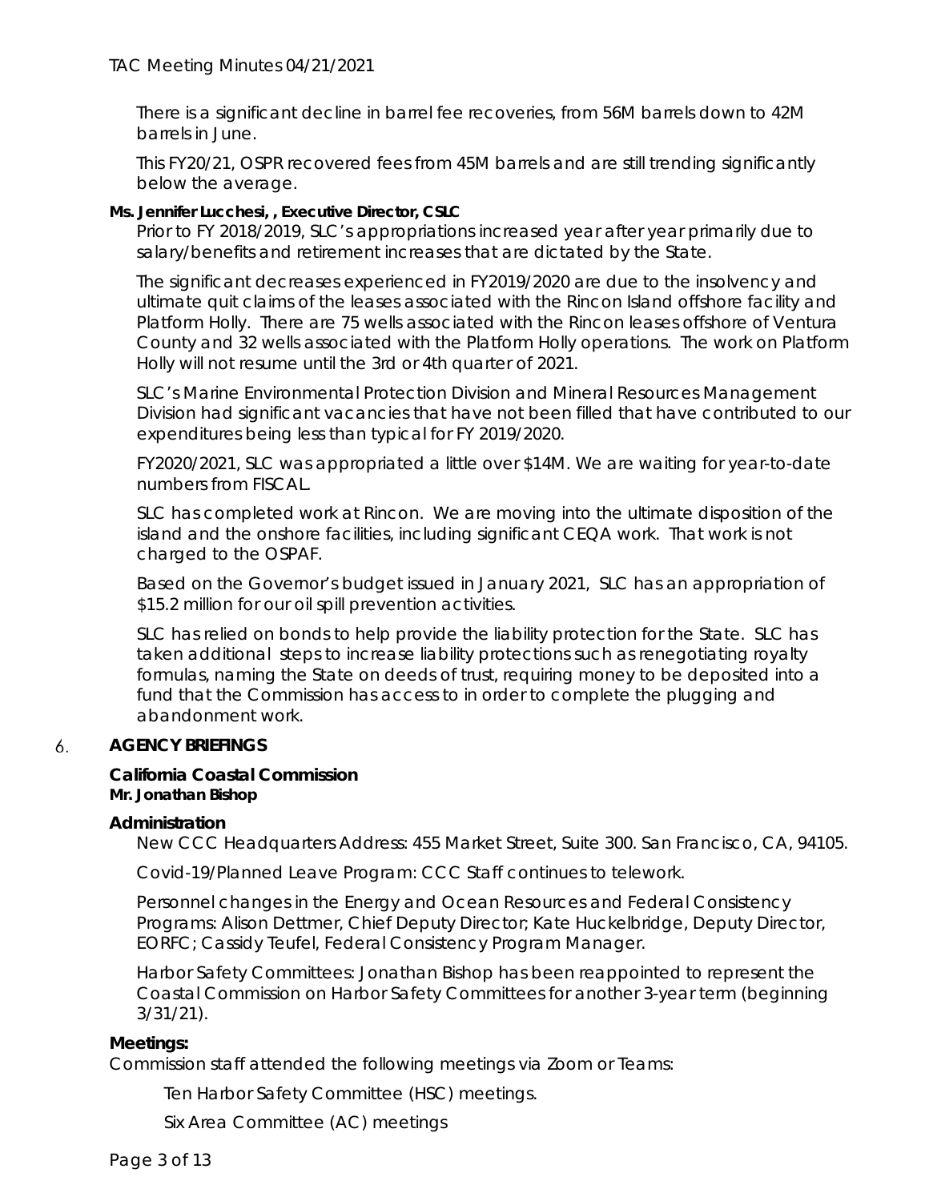There is a significant decline in barrel fee recoveries, from 56M barrels down to 42M barrels in June.

This FY20/21, OSPR recovered fees from 45M barrels and are still trending significantly below the average.

**Ms. Jennifer Lucchesi, , Executive Director, CSLC**

Prior to FY 2018/2019, SLC's appropriations increased year after year primarily due to salary/benefits and retirement increases that are dictated by the State.

The significant decreases experienced in FY2019/2020 are due to the insolvency and ultimate quit claims of the leases associated with the Rincon Island offshore facility and Platform Holly. There are 75 wells associated with the Rincon leases offshore of Ventura County and 32 wells associated with the Platform Holly operations. The work on Platform Holly will not resume until the 3rd or 4th quarter of 2021.

SLC's Marine Environmental Protection Division and Mineral Resources Management Division had significant vacancies that have not been filled that have contributed to our expenditures being less than typical for FY 2019/2020.

FY2020/2021, SLC was appropriated a little over $14M. We are waiting for year-to-date numbers from FISCAL.

SLC has completed work at Rincon. We are moving into the ultimate disposition of the island and the onshore facilities, including significant CEQA work. That work is not charged to the OSPAF.

Based on the Governor's budget issued in January 2021, SLC has an appropriation of $15.2 million for our oil spill prevention activities.

SLC has relied on bonds to help provide the liability protection for the State. SLC has taken additional steps to increase liability protections such as renegotiating royalty formulas, naming the State on deeds of trust, requiring money to be deposited into a fund that the Commission has access to in order to complete the plugging and abandonment work.

## 6. AGENCY BRIEFINGS

**California Coastal Commission**
**Mr. Jonathan Bishop**

**Administration**

New CCC Headquarters Address: 455 Market Street, Suite 300. San Francisco, CA, 94105.

Covid-19/Planned Leave Program: CCC Staff continues to telework.

Personnel changes in the Energy and Ocean Resources and Federal Consistency Programs: Alison Dettmer, Chief Deputy Director; Kate Huckelbridge, Deputy Director, EORFC; Cassidy Teufel, Federal Consistency Program Manager.

Harbor Safety Committees: Jonathan Bishop has been reappointed to represent the Coastal Commission on Harbor Safety Committees for another 3-year term (beginning 3/31/21).

**Meetings:**

Commission staff attended the following meetings via Zoom or Teams:

Ten Harbor Safety Committee (HSC) meetings.

Six Area Committee (AC) meetings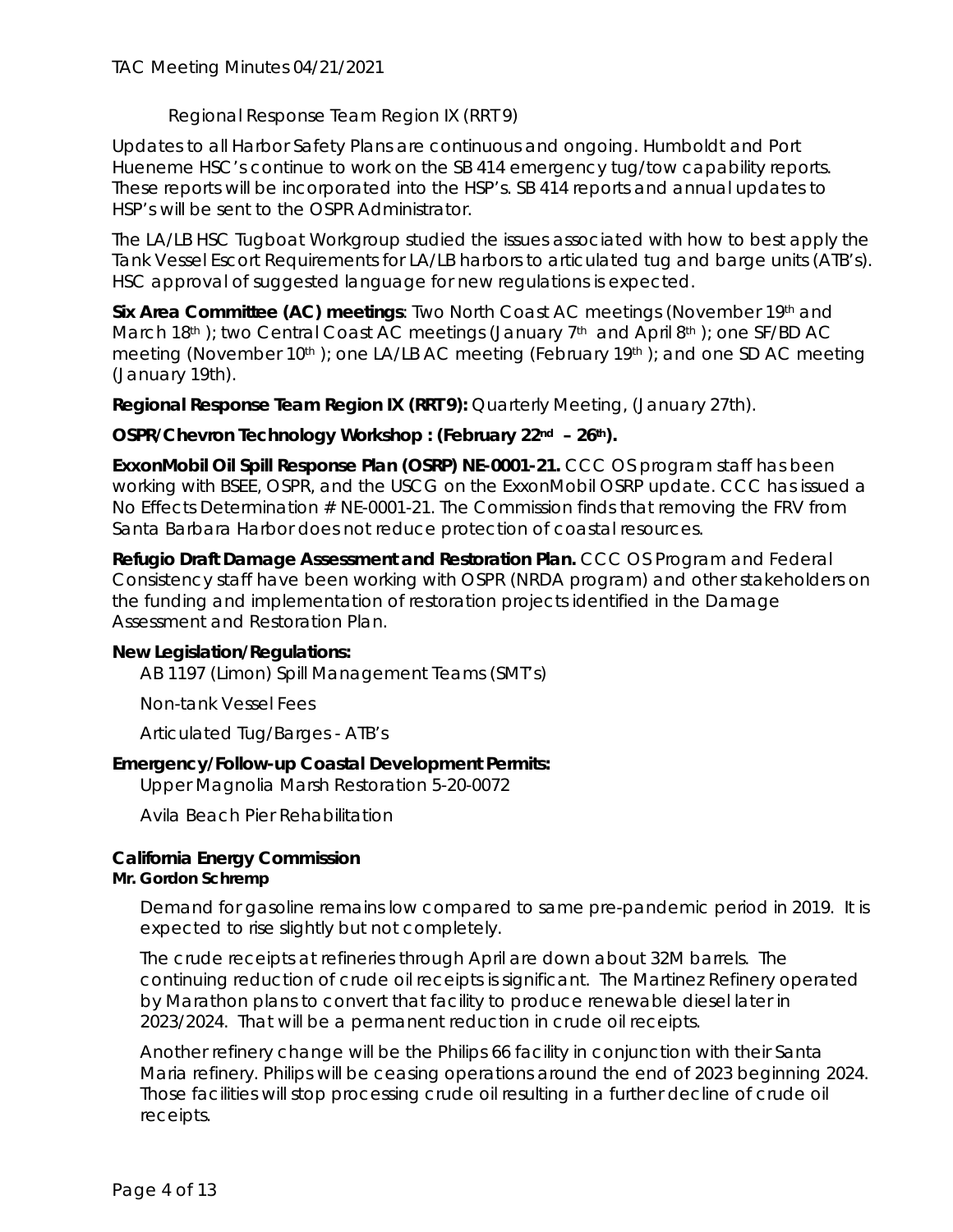Regional Response Team Region IX (RRT 9)

Updates to all Harbor Safety Plans are continuous and ongoing. Humboldt and Port Hueneme HSC's continue to work on the SB 414 emergency tug/tow capability reports. These reports will be incorporated into the HSP's. SB 414 reports and annual updates to HSP's will be sent to the OSPR Administrator.

The LA/LB HSC Tugboat Workgroup studied the issues associated with how to best apply the Tank Vessel Escort Requirements for LA/LB harbors to articulated tug and barge units (ATB's). HSC approval of suggested language for new regulations is expected.

**Six Area Committee (AC) meetings**: Two North Coast AC meetings (November 19th and March 18th ); two Central Coast AC meetings (January 7th and April 8th ); one SF/BD AC meeting (November 10th ); one LA/LB AC meeting (February 19th ); and one SD AC meeting (January 19th).

**Regional Response Team Region IX (RRT 9):** Quarterly Meeting, (January 27th).

**OSPR/Chevron Technology Workshop : (February 22nd – 26th).**

**ExxonMobil Oil Spill Response Plan (OSRP) NE-0001-21.** CCC OS program staff has been working with BSEE, OSPR, and the USCG on the ExxonMobil OSRP update. CCC has issued a No Effects Determination # NE-0001-21. The Commission finds that removing the FRV from Santa Barbara Harbor does not reduce protection of coastal resources.

**Refugio Draft Damage Assessment and Restoration Plan.** CCC OS Program and Federal Consistency staff have been working with OSPR (NRDA program) and other stakeholders on the funding and implementation of restoration projects identified in the Damage Assessment and Restoration Plan.

**New Legislation/Regulations:**

AB 1197 (Limon) Spill Management Teams (SMT's)

Non-tank Vessel Fees

Articulated Tug/Barges - ATB's

**Emergency/Follow-up Coastal Development Permits:**

Upper Magnolia Marsh Restoration 5-20-0072

Avila Beach Pier Rehabilitation

## California Energy Commission

**Mr. Gordon Schremp**

Demand for gasoline remains low compared to same pre-pandemic period in 2019. It is expected to rise slightly but not completely.

The crude receipts at refineries through April are down about 32M barrels. The continuing reduction of crude oil receipts is significant. The Martinez Refinery operated by Marathon plans to convert that facility to produce renewable diesel later in 2023/2024. That will be a permanent reduction in crude oil receipts.

Another refinery change will be the Philips 66 facility in conjunction with their Santa Maria refinery. Philips will be ceasing operations around the end of 2023 beginning 2024. Those facilities will stop processing crude oil resulting in a further decline of crude oil receipts.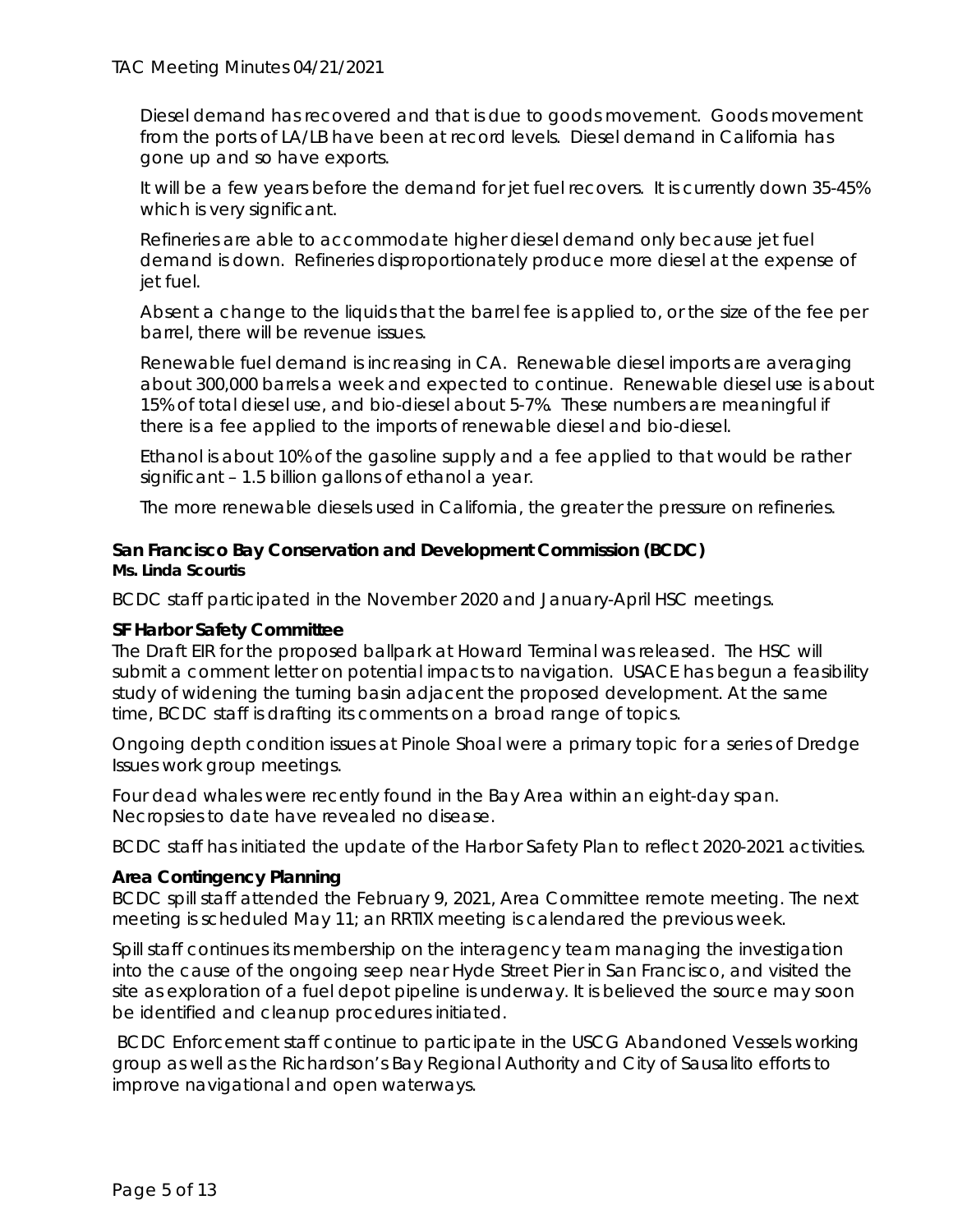Diesel demand has recovered and that is due to goods movement. Goods movement from the ports of LA/LB have been at record levels. Diesel demand in California has gone up and so have exports.

It will be a few years before the demand for jet fuel recovers. It is currently down 35-45% which is very significant.

Refineries are able to accommodate higher diesel demand only because jet fuel demand is down. Refineries disproportionately produce more diesel at the expense of jet fuel.

Absent a change to the liquids that the barrel fee is applied to, or the size of the fee per barrel, there will be revenue issues.

Renewable fuel demand is increasing in CA. Renewable diesel imports are averaging about 300,000 barrels a week and expected to continue. Renewable diesel use is about 15% of total diesel use, and bio-diesel about 5-7%. These numbers are meaningful if there is a fee applied to the imports of renewable diesel and bio-diesel.

Ethanol is about 10% of the gasoline supply and a fee applied to that would be rather significant – 1.5 billion gallons of ethanol a year.

The more renewable diesels used in California, the greater the pressure on refineries.

**San Francisco Bay Conservation and Development Commission (BCDC)**
**Ms. Linda Scourtis**

BCDC staff participated in the November 2020 and January-April HSC meetings.

**SF Harbor Safety Committee**

The Draft EIR for the proposed ballpark at Howard Terminal was released. The HSC will submit a comment letter on potential impacts to navigation. USACE has begun a feasibility study of widening the turning basin adjacent the proposed development. At the same time, BCDC staff is drafting its comments on a broad range of topics.

Ongoing depth condition issues at Pinole Shoal were a primary topic for a series of Dredge Issues work group meetings.

Four dead whales were recently found in the Bay Area within an eight-day span. Necropsies to date have revealed no disease.

BCDC staff has initiated the update of the Harbor Safety Plan to reflect 2020-2021 activities.

**Area Contingency Planning**

BCDC spill staff attended the February 9, 2021, Area Committee remote meeting. The next meeting is scheduled May 11; an RRTIX meeting is calendared the previous week.

Spill staff continues its membership on the interagency team managing the investigation into the cause of the ongoing seep near Hyde Street Pier in San Francisco, and visited the site as exploration of a fuel depot pipeline is underway. It is believed the source may soon be identified and cleanup procedures initiated.

BCDC Enforcement staff continue to participate in the USCG Abandoned Vessels working group as well as the Richardson's Bay Regional Authority and City of Sausalito efforts to improve navigational and open waterways.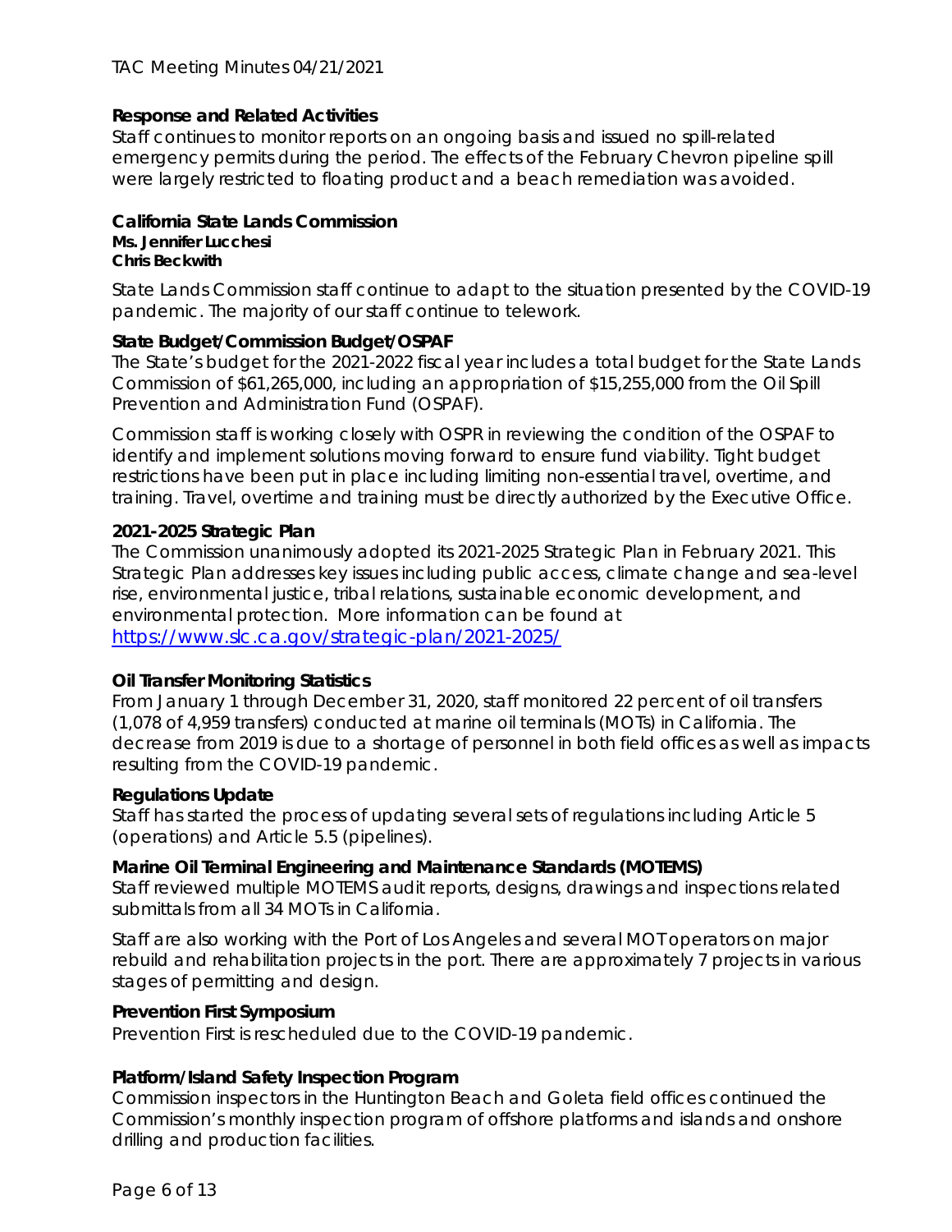### Response and Related Activities

Staff continues to monitor reports on an ongoing basis and issued no spill-related emergency permits during the period. The effects of the February Chevron pipeline spill were largely restricted to floating product and a beach remediation was avoided.

## California State Lands Commission

**Ms. Jennifer Lucchesi**
**Chris Beckwith**

State Lands Commission staff continue to adapt to the situation presented by the COVID-19 pandemic. The majority of our staff continue to telework.

### State Budget/Commission Budget/OSPAF

The State's budget for the 2021-2022 fiscal year includes a total budget for the State Lands Commission of $61,265,000, including an appropriation of $15,255,000 from the Oil Spill Prevention and Administration Fund (OSPAF).

Commission staff is working closely with OSPR in reviewing the condition of the OSPAF to identify and implement solutions moving forward to ensure fund viability. Tight budget restrictions have been put in place including limiting non-essential travel, overtime, and training. Travel, overtime and training must be directly authorized by the Executive Office.

### 2021-2025 Strategic Plan

The Commission unanimously adopted its 2021-2025 Strategic Plan in February 2021. This Strategic Plan addresses key issues including public access, climate change and sea-level rise, environmental justice, tribal relations, sustainable economic development, and environmental protection. More information can be found at [https://www.slc.ca.gov/strategic-plan/2021-2025/](https://www.slc.ca.gov/strategic-plan/2021-2025/)

### Oil Transfer Monitoring Statistics

From January 1 through December 31, 2020, staff monitored 22 percent of oil transfers (1,078 of 4,959 transfers) conducted at marine oil terminals (MOTs) in California. The decrease from 2019 is due to a shortage of personnel in both field offices as well as impacts resulting from the COVID-19 pandemic.

### Regulations Update

Staff has started the process of updating several sets of regulations including Article 5 (operations) and Article 5.5 (pipelines).

### Marine Oil Terminal Engineering and Maintenance Standards (MOTEMS)

Staff reviewed multiple MOTEMS audit reports, designs, drawings and inspections related submittals from all 34 MOTs in California.

Staff are also working with the Port of Los Angeles and several MOT operators on major rebuild and rehabilitation projects in the port. There are approximately 7 projects in various stages of permitting and design.

### Prevention First Symposium

Prevention First is rescheduled due to the COVID-19 pandemic.

### Platform/Island Safety Inspection Program

Commission inspectors in the Huntington Beach and Goleta field offices continued the Commission's monthly inspection program of offshore platforms and islands and onshore drilling and production facilities.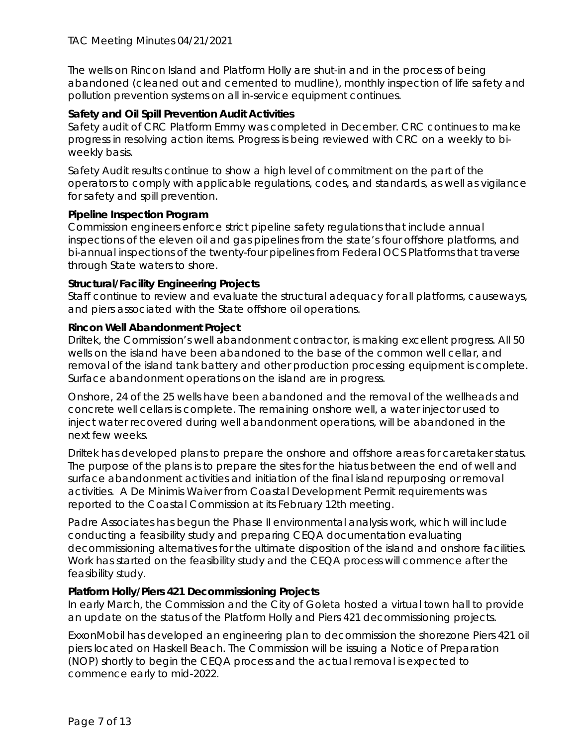The wells on Rincon Island and Platform Holly are shut-in and in the process of being abandoned (cleaned out and cemented to mudline), monthly inspection of life safety and pollution prevention systems on all in-service equipment continues.

**Safety and Oil Spill Prevention Audit Activities**

Safety audit of CRC Platform Emmy was completed in December. CRC continues to make progress in resolving action items. Progress is being reviewed with CRC on a weekly to bi-weekly basis.

Safety Audit results continue to show a high level of commitment on the part of the operators to comply with applicable regulations, codes, and standards, as well as vigilance for safety and spill prevention.

**Pipeline Inspection Program**

Commission engineers enforce strict pipeline safety regulations that include annual inspections of the eleven oil and gas pipelines from the state's four offshore platforms, and bi-annual inspections of the twenty-four pipelines from Federal OCS Platforms that traverse through State waters to shore.

**Structural/Facility Engineering Projects**

Staff continue to review and evaluate the structural adequacy for all platforms, causeways, and piers associated with the State offshore oil operations.

**Rincon Well Abandonment Project**

Driltek, the Commission's well abandonment contractor, is making excellent progress. All 50 wells on the island have been abandoned to the base of the common well cellar, and removal of the island tank battery and other production processing equipment is complete. Surface abandonment operations on the island are in progress.

Onshore, 24 of the 25 wells have been abandoned and the removal of the wellheads and concrete well cellars is complete. The remaining onshore well, a water injector used to inject water recovered during well abandonment operations, will be abandoned in the next few weeks.

Driltek has developed plans to prepare the onshore and offshore areas for caretaker status. The purpose of the plans is to prepare the sites for the hiatus between the end of well and surface abandonment activities and initiation of the final island repurposing or removal activities. A De Minimis Waiver from Coastal Development Permit requirements was reported to the Coastal Commission at its February 12th meeting.

Padre Associates has begun the Phase II environmental analysis work, which will include conducting a feasibility study and preparing CEQA documentation evaluating decommissioning alternatives for the ultimate disposition of the island and onshore facilities. Work has started on the feasibility study and the CEQA process will commence after the feasibility study.

**Platform Holly/Piers 421 Decommissioning Projects**

In early March, the Commission and the City of Goleta hosted a virtual town hall to provide an update on the status of the Platform Holly and Piers 421 decommissioning projects.

ExxonMobil has developed an engineering plan to decommission the shorezone Piers 421 oil piers located on Haskell Beach. The Commission will be issuing a Notice of Preparation (NOP) shortly to begin the CEQA process and the actual removal is expected to commence early to mid-2022.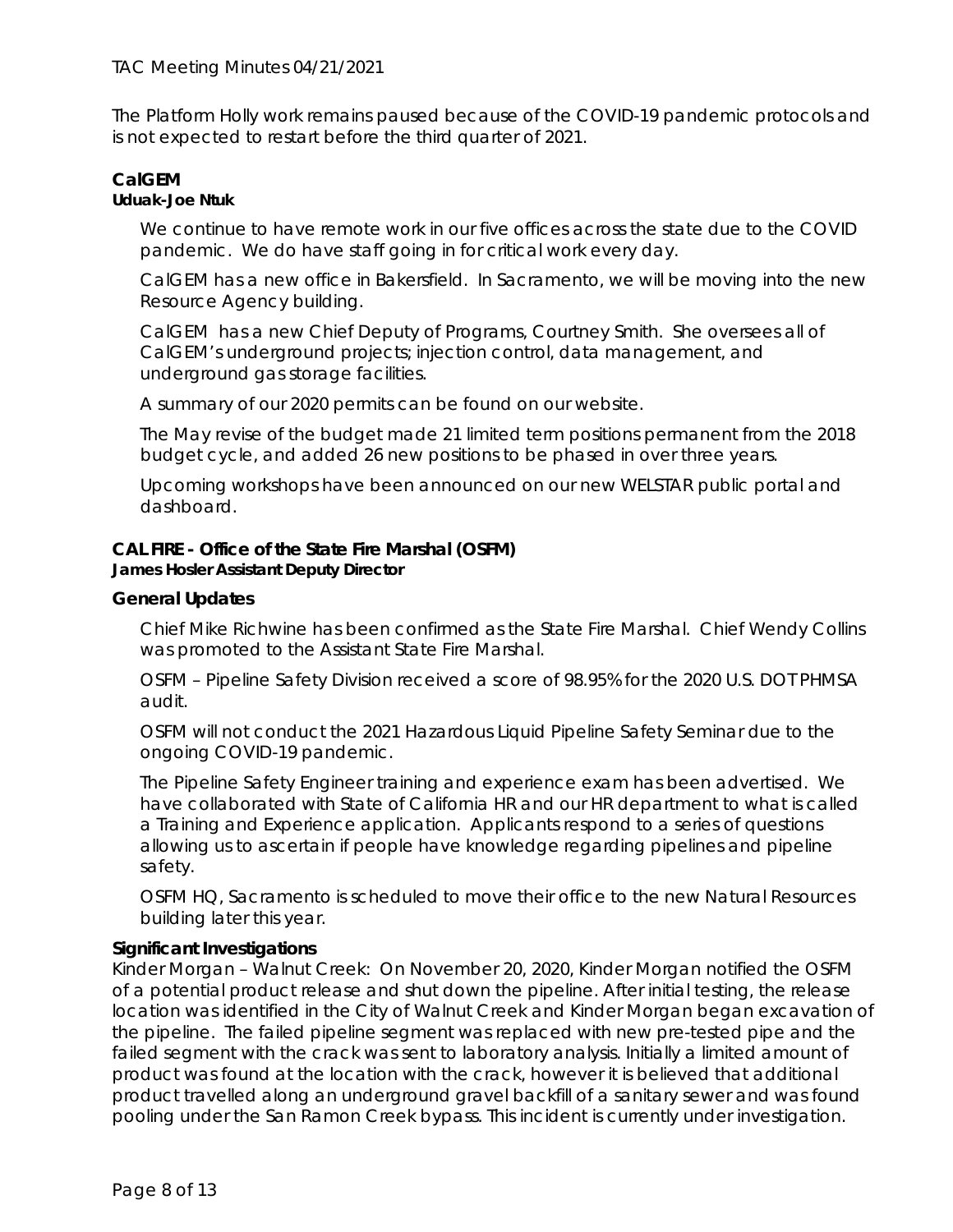The Platform Holly work remains paused because of the COVID-19 pandemic protocols and is not expected to restart before the third quarter of 2021.

## CalGEM

**Uduak-Joe Ntuk**

We continue to have remote work in our five offices across the state due to the COVID pandemic. We do have staff going in for critical work every day.

CalGEM has a new office in Bakersfield. In Sacramento, we will be moving into the new Resource Agency building.

CalGEM has a new Chief Deputy of Programs, Courtney Smith. She oversees all of CalGEM's underground projects; injection control, data management, and underground gas storage facilities.

A summary of our 2020 permits can be found on our website.

The May revise of the budget made 21 limited term positions permanent from the 2018 budget cycle, and added 26 new positions to be phased in over three years.

Upcoming workshops have been announced on our new WELSTAR public portal and dashboard.

## CAL FIRE - Office of the State Fire Marshal (OSFM)

**James Hosler Assistant Deputy Director**

### General Updates

Chief Mike Richwine has been confirmed as the State Fire Marshal. Chief Wendy Collins was promoted to the Assistant State Fire Marshal.

OSFM – Pipeline Safety Division received a score of 98.95% for the 2020 U.S. DOT PHMSA audit.

OSFM will not conduct the 2021 Hazardous Liquid Pipeline Safety Seminar due to the ongoing COVID-19 pandemic.

The Pipeline Safety Engineer training and experience exam has been advertised. We have collaborated with State of California HR and our HR department to what is called a Training and Experience application. Applicants respond to a series of questions allowing us to ascertain if people have knowledge regarding pipelines and pipeline safety.

OSFM HQ, Sacramento is scheduled to move their office to the new Natural Resources building later this year.

### Significant Investigations

Kinder Morgan – Walnut Creek: On November 20, 2020, Kinder Morgan notified the OSFM of a potential product release and shut down the pipeline. After initial testing, the release location was identified in the City of Walnut Creek and Kinder Morgan began excavation of the pipeline. The failed pipeline segment was replaced with new pre-tested pipe and the failed segment with the crack was sent to laboratory analysis. Initially a limited amount of product was found at the location with the crack, however it is believed that additional product travelled along an underground gravel backfill of a sanitary sewer and was found pooling under the San Ramon Creek bypass. This incident is currently under investigation.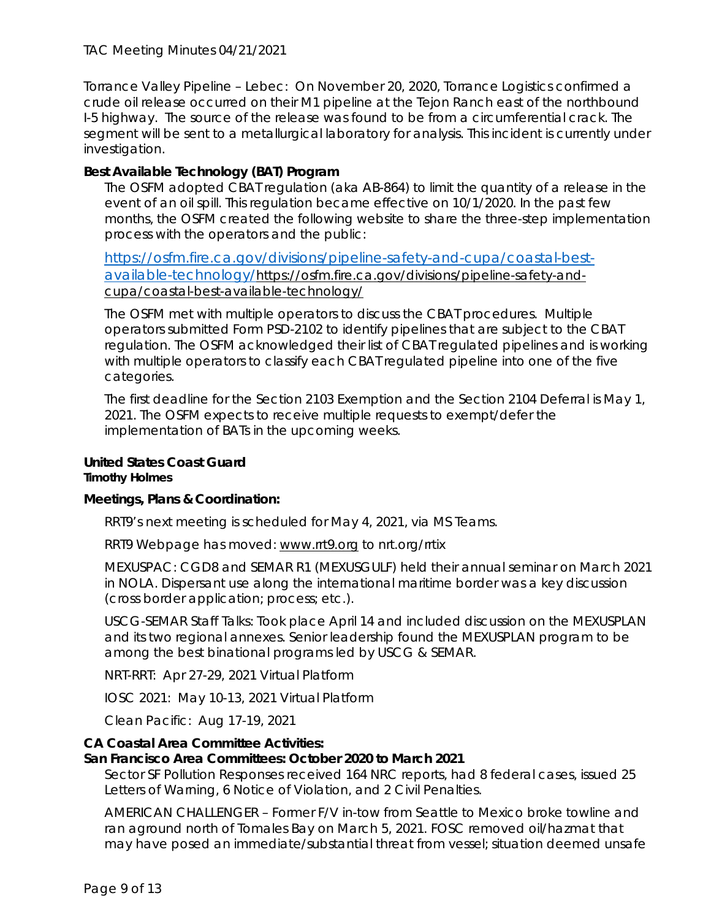Torrance Valley Pipeline – Lebec: On November 20, 2020, Torrance Logistics confirmed a crude oil release occurred on their M1 pipeline at the Tejon Ranch east of the northbound I-5 highway. The source of the release was found to be from a circumferential crack. The segment will be sent to a metallurgical laboratory for analysis. This incident is currently under investigation.

**Best Available Technology (BAT) Program**

The OSFM adopted CBAT regulation (aka AB-864) to limit the quantity of a release in the event of an oil spill. This regulation became effective on 10/1/2020. In the past few months, the OSFM created the following website to share the three-step implementation process with the operators and the public:

https://osfm.fire.ca.gov/divisions/pipeline-safety-and-cupa/coastal-best-available-technology/https://osfm.fire.ca.gov/divisions/pipeline-safety-and-cupa/coastal-best-available-technology/

The OSFM met with multiple operators to discuss the CBAT procedures. Multiple operators submitted Form PSD-2102 to identify pipelines that are subject to the CBAT regulation. The OSFM acknowledged their list of CBAT regulated pipelines and is working with multiple operators to classify each CBAT regulated pipeline into one of the five categories.

The first deadline for the Section 2103 Exemption and the Section 2104 Deferral is May 1, 2021. The OSFM expects to receive multiple requests to exempt/defer the implementation of BATs in the upcoming weeks.

**United States Coast Guard**
**Timothy Holmes**

**Meetings, Plans & Coordination:**

RRT9's next meeting is scheduled for May 4, 2021, via MS Teams.

RRT9 Webpage has moved: www.rrt9.org to nrt.org/rrtix

MEXUSPAC: CGD8 and SEMAR R1 (MEXUSGULF) held their annual seminar on March 2021 in NOLA. Dispersant use along the international maritime border was a key discussion (cross border application; process; etc.).

USCG-SEMAR Staff Talks: Took place April 14 and included discussion on the MEXUSPLAN and its two regional annexes. Senior leadership found the MEXUSPLAN program to be among the best binational programs led by USCG & SEMAR.

NRT-RRT: Apr 27-29, 2021 Virtual Platform

IOSC 2021: May 10-13, 2021 Virtual Platform

Clean Pacific: Aug 17-19, 2021

**CA Coastal Area Committee Activities:**
**San Francisco Area Committees: October 2020 to March 2021**

Sector SF Pollution Responses received 164 NRC reports, had 8 federal cases, issued 25 Letters of Warning, 6 Notice of Violation, and 2 Civil Penalties.

AMERICAN CHALLENGER – Former F/V in-tow from Seattle to Mexico broke towline and ran aground north of Tomales Bay on March 5, 2021. FOSC removed oil/hazmat that may have posed an immediate/substantial threat from vessel; situation deemed unsafe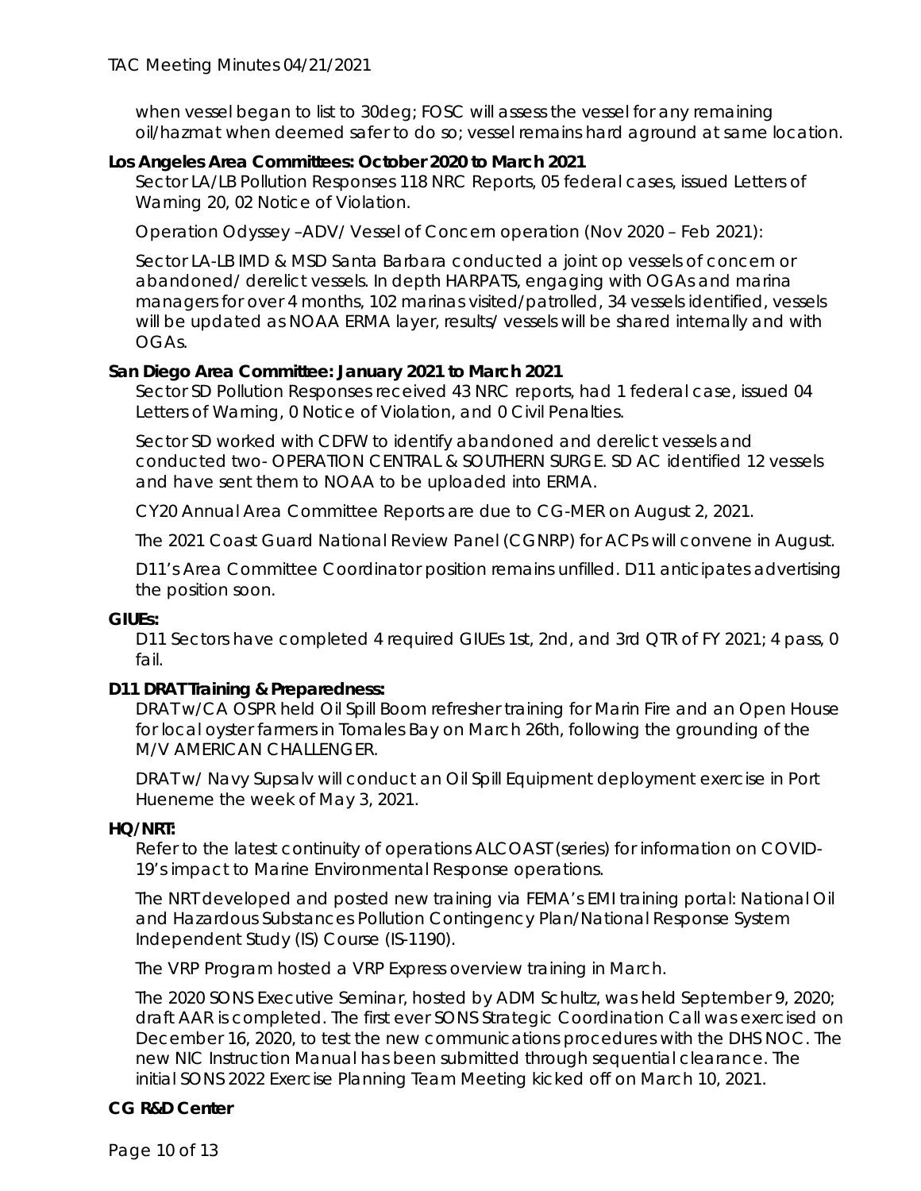when vessel began to list to 30deg; FOSC will assess the vessel for any remaining oil/hazmat when deemed safer to do so; vessel remains hard aground at same location.

**Los Angeles Area Committees: October 2020 to March 2021**

Sector LA/LB Pollution Responses 118 NRC Reports, 05 federal cases, issued Letters of Warning 20, 02 Notice of Violation.

Operation Odyssey –ADV/ Vessel of Concern operation (Nov 2020 – Feb 2021):

Sector LA-LB IMD & MSD Santa Barbara conducted a joint op vessels of concern or abandoned/ derelict vessels. In depth HARPATS, engaging with OGAs and marina managers for over 4 months, 102 marinas visited/patrolled, 34 vessels identified, vessels will be updated as NOAA ERMA layer, results/ vessels will be shared internally and with OGAs.

**San Diego Area Committee: January 2021 to March 2021**

Sector SD Pollution Responses received 43 NRC reports, had 1 federal case, issued 04 Letters of Warning, 0 Notice of Violation, and 0 Civil Penalties.

Sector SD worked with CDFW to identify abandoned and derelict vessels and conducted two- OPERATION CENTRAL & SOUTHERN SURGE. SD AC identified 12 vessels and have sent them to NOAA to be uploaded into ERMA.

CY20 Annual Area Committee Reports are due to CG-MER on August 2, 2021.

The 2021 Coast Guard National Review Panel (CGNRP) for ACPs will convene in August.

D11's Area Committee Coordinator position remains unfilled. D11 anticipates advertising the position soon.

**GIUEs:**

D11 Sectors have completed 4 required GIUEs 1st, 2nd, and 3rd QTR of FY 2021; 4 pass, 0 fail.

**D11 DRAT Training & Preparedness:**

DRAT w/CA OSPR held Oil Spill Boom refresher training for Marin Fire and an Open House for local oyster farmers in Tomales Bay on March 26th, following the grounding of the M/V AMERICAN CHALLENGER.

DRAT w/ Navy Supsalv will conduct an Oil Spill Equipment deployment exercise in Port Hueneme the week of May 3, 2021.

**HQ/NRT:**

Refer to the latest continuity of operations ALCOAST (series) for information on COVID-19's impact to Marine Environmental Response operations.

The NRT developed and posted new training via FEMA's EMI training portal: National Oil and Hazardous Substances Pollution Contingency Plan/National Response System Independent Study (IS) Course (IS-1190).

The VRP Program hosted a VRP Express overview training in March.

The 2020 SONS Executive Seminar, hosted by ADM Schultz, was held September 9, 2020; draft AAR is completed. The first ever SONS Strategic Coordination Call was exercised on December 16, 2020, to test the new communications procedures with the DHS NOC. The new NIC Instruction Manual has been submitted through sequential clearance. The initial SONS 2022 Exercise Planning Team Meeting kicked off on March 10, 2021.

**CG R&D Center**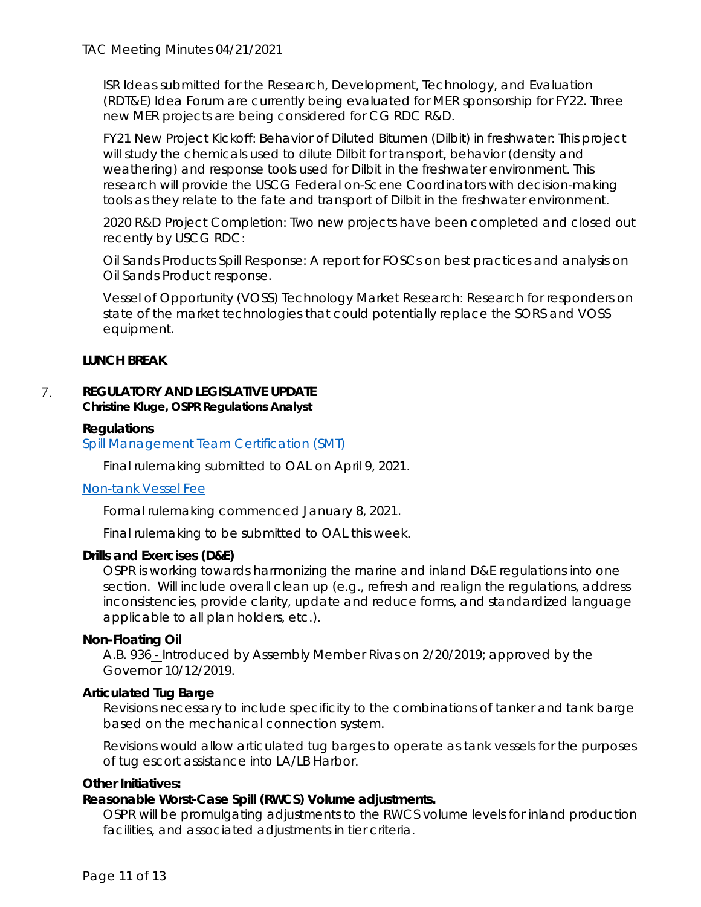ISR Ideas submitted for the Research, Development, Technology, and Evaluation (RDT&E) Idea Forum are currently being evaluated for MER sponsorship for FY22. Three new MER projects are being considered for CG RDC R&D.

FY21 New Project Kickoff: Behavior of Diluted Bitumen (Dilbit) in freshwater: This project will study the chemicals used to dilute Dilbit for transport, behavior (density and weathering) and response tools used for Dilbit in the freshwater environment. This research will provide the USCG Federal on-Scene Coordinators with decision-making tools as they relate to the fate and transport of Dilbit in the freshwater environment.

2020 R&D Project Completion: Two new projects have been completed and closed out recently by USCG RDC:

Oil Sands Products Spill Response: A report for FOSCs on best practices and analysis on Oil Sands Product response.

Vessel of Opportunity (VOSS) Technology Market Research: Research for responders on state of the market technologies that could potentially replace the SORS and VOSS equipment.

**LUNCH BREAK**

7. **REGULATORY AND LEGISLATIVE UPDATE**
**Christine Kluge, OSPR Regulations Analyst**

**Regulations**

Spill Management Team Certification (SMT)

Final rulemaking submitted to OAL on April 9, 2021.

Non-tank Vessel Fee

Formal rulemaking commenced January 8, 2021.

Final rulemaking to be submitted to OAL this week.

**Drills and Exercises (D&E)**

OSPR is working towards harmonizing the marine and inland D&E regulations into one section. Will include overall clean up (e.g., refresh and realign the regulations, address inconsistencies, provide clarity, update and reduce forms, and standardized language applicable to all plan holders, etc.).

**Non-Floating Oil**

A.B. 936 - Introduced by Assembly Member Rivas on 2/20/2019; approved by the Governor 10/12/2019.

**Articulated Tug Barge**

Revisions necessary to include specificity to the combinations of tanker and tank barge based on the mechanical connection system.

Revisions would allow articulated tug barges to operate as tank vessels for the purposes of tug escort assistance into LA/LB Harbor.

**Other Initiatives:**

**Reasonable Worst-Case Spill (RWCS) Volume adjustments.**

OSPR will be promulgating adjustments to the RWCS volume levels for inland production facilities, and associated adjustments in tier criteria.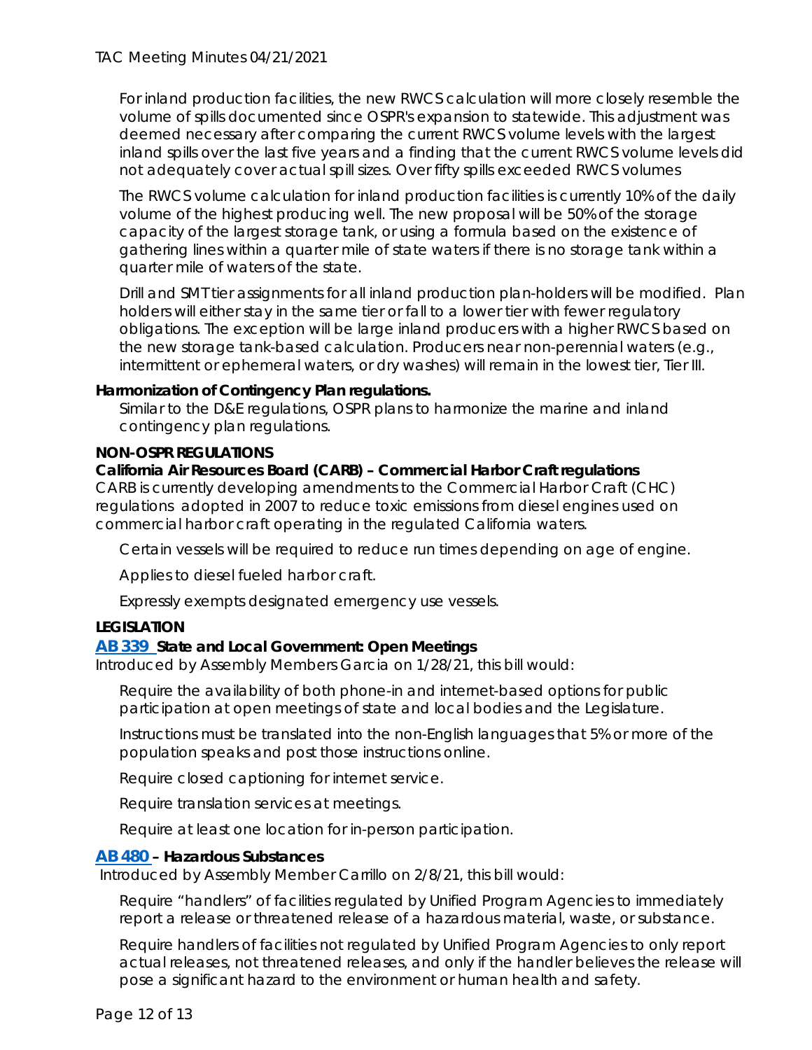For inland production facilities, the new RWCS calculation will more closely resemble the volume of spills documented since OSPR's expansion to statewide. This adjustment was deemed necessary after comparing the current RWCS volume levels with the largest inland spills over the last five years and a finding that the current RWCS volume levels did not adequately cover actual spill sizes. Over fifty spills exceeded RWCS volumes

The RWCS volume calculation for inland production facilities is currently 10% of the daily volume of the highest producing well. The new proposal will be 50% of the storage capacity of the largest storage tank, or using a formula based on the existence of gathering lines within a quarter mile of state waters if there is no storage tank within a quarter mile of waters of the state.

Drill and SMT tier assignments for all inland production plan-holders will be modified. Plan holders will either stay in the same tier or fall to a lower tier with fewer regulatory obligations. The exception will be large inland producers with a higher RWCS based on the new storage tank-based calculation. Producers near non-perennial waters (e.g., intermittent or ephemeral waters, or dry washes) will remain in the lowest tier, Tier III.

**Harmonization of Contingency Plan regulations.**

Similar to the D&E regulations, OSPR plans to harmonize the marine and inland contingency plan regulations.

**NON-OSPR REGULATIONS**

**California Air Resources Board (CARB) – Commercial Harbor Craft regulations**

CARB is currently developing amendments to the Commercial Harbor Craft (CHC) regulations adopted in 2007 to reduce toxic emissions from diesel engines used on commercial harbor craft operating in the regulated California waters.

Certain vessels will be required to reduce run times depending on age of engine.

Applies to diesel fueled harbor craft.

Expressly exempts designated emergency use vessels.

**LEGISLATION**

**AB 339 State and Local Government: Open Meetings**

Introduced by Assembly Members Garcia on 1/28/21, this bill would:

Require the availability of both phone-in and internet-based options for public participation at open meetings of state and local bodies and the Legislature.

Instructions must be translated into the non-English languages that 5% or more of the population speaks and post those instructions online.

Require closed captioning for internet service.

Require translation services at meetings.

Require at least one location for in-person participation.

**AB 480 – Hazardous Substances**

Introduced by Assembly Member Carrillo on 2/8/21, this bill would:

Require "handlers" of facilities regulated by Unified Program Agencies to immediately report a release or threatened release of a hazardous material, waste, or substance.

Require handlers of facilities not regulated by Unified Program Agencies to only report actual releases, not threatened releases, and only if the handler believes the release will pose a significant hazard to the environment or human health and safety.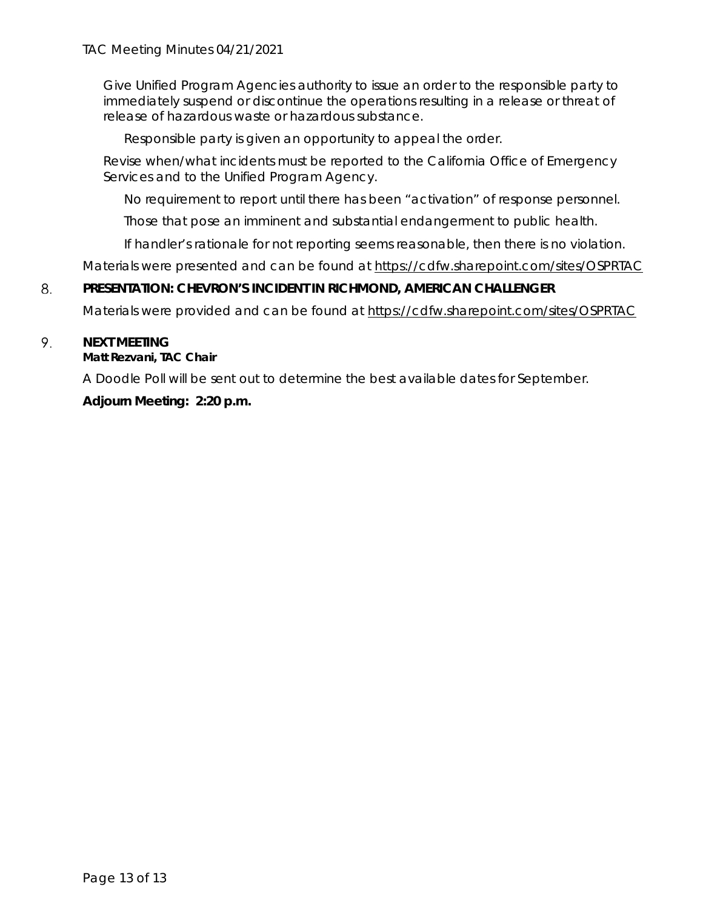- Give Unified Program Agencies authority to issue an order to the responsible party to immediately suspend or discontinue the operations resulting in a release or threat of release of hazardous waste or hazardous substance.
  - Responsible party is given an opportunity to appeal the order.
- Revise when/what incidents must be reported to the California Office of Emergency Services and to the Unified Program Agency.
  - No requirement to report until there has been "activation" of response personnel.
  - Those that pose an imminent and substantial endangerment to public health.
  - If handler's rationale for not reporting seems reasonable, then there is no violation.

Materials were presented and can be found at https://cdfw.sharepoint.com/sites/OSPRTAC

## 8. PRESENTATION: CHEVRON'S INCIDENT IN RICHMOND, AMERICAN CHALLENGER

Materials were provided and can be found at https://cdfw.sharepoint.com/sites/OSPRTAC

## 9. NEXT MEETING

**Matt Rezvani, TAC Chair**

A Doodle Poll will be sent out to determine the best available dates for September.

**Adjourn Meeting: 2:20 p.m.**